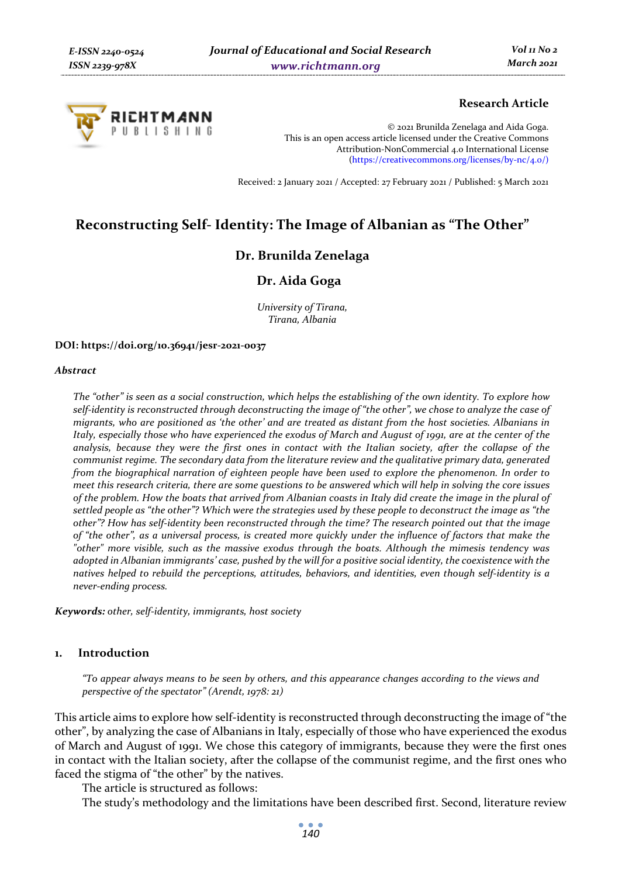**Research Article**

© 2021 Brunilda Zenelaga and Aida Goga.
This is an open access article licensed under the Creative Commons Attribution-NonCommercial 4.0 International License (https://creativecommons.org/licenses/by-nc/4.0/)

Received: 2 January 2021 / Accepted: 27 February 2021 / Published: 5 March 2021

# Reconstructing Self- Identity: The Image of Albanian as "The Other"

**Dr. Brunilda Zenelaga**

**Dr. Aida Goga**

*University of Tirana, Tirana, Albania*

**DOI: https://doi.org/10.36941/jesr-2021-0037**

***Abstract***

*The "other" is seen as a social construction, which helps the establishing of the own identity. To explore how self-identity is reconstructed through deconstructing the image of "the other", we chose to analyze the case of migrants, who are positioned as 'the other' and are treated as distant from the host societies. Albanians in Italy, especially those who have experienced the exodus of March and August of 1991, are at the center of the analysis, because they were the first ones in contact with the Italian society, after the collapse of the communist regime. The secondary data from the literature review and the qualitative primary data, generated from the biographical narration of eighteen people have been used to explore the phenomenon. In order to meet this research criteria, there are some questions to be answered which will help in solving the core issues of the problem. How the boats that arrived from Albanian coasts in Italy did create the image in the plural of settled people as "the other"? Which were the strategies used by these people to deconstruct the image as "the other"? How has self-identity been reconstructed through the time? The research pointed out that the image of "the other", as a universal process, is created more quickly under the influence of factors that make the "other" more visible, such as the massive exodus through the boats. Although the mimesis tendency was adopted in Albanian immigrants' case, pushed by the will for a positive social identity, the coexistence with the natives helped to rebuild the perceptions, attitudes, behaviors, and identities, even though self-identity is a never-ending process.*

***Keywords:*** *other, self-identity, immigrants, host society*

## 1. Introduction

> *"To appear always means to be seen by others, and this appearance changes according to the views and perspective of the spectator" (Arendt, 1978: 21)*

This article aims to explore how self-identity is reconstructed through deconstructing the image of "the other", by analyzing the case of Albanians in Italy, especially of those who have experienced the exodus of March and August of 1991. We chose this category of immigrants, because they were the first ones in contact with the Italian society, after the collapse of the communist regime, and the first ones who faced the stigma of "the other" by the natives.

The article is structured as follows:

The study's methodology and the limitations have been described first. Second, literature review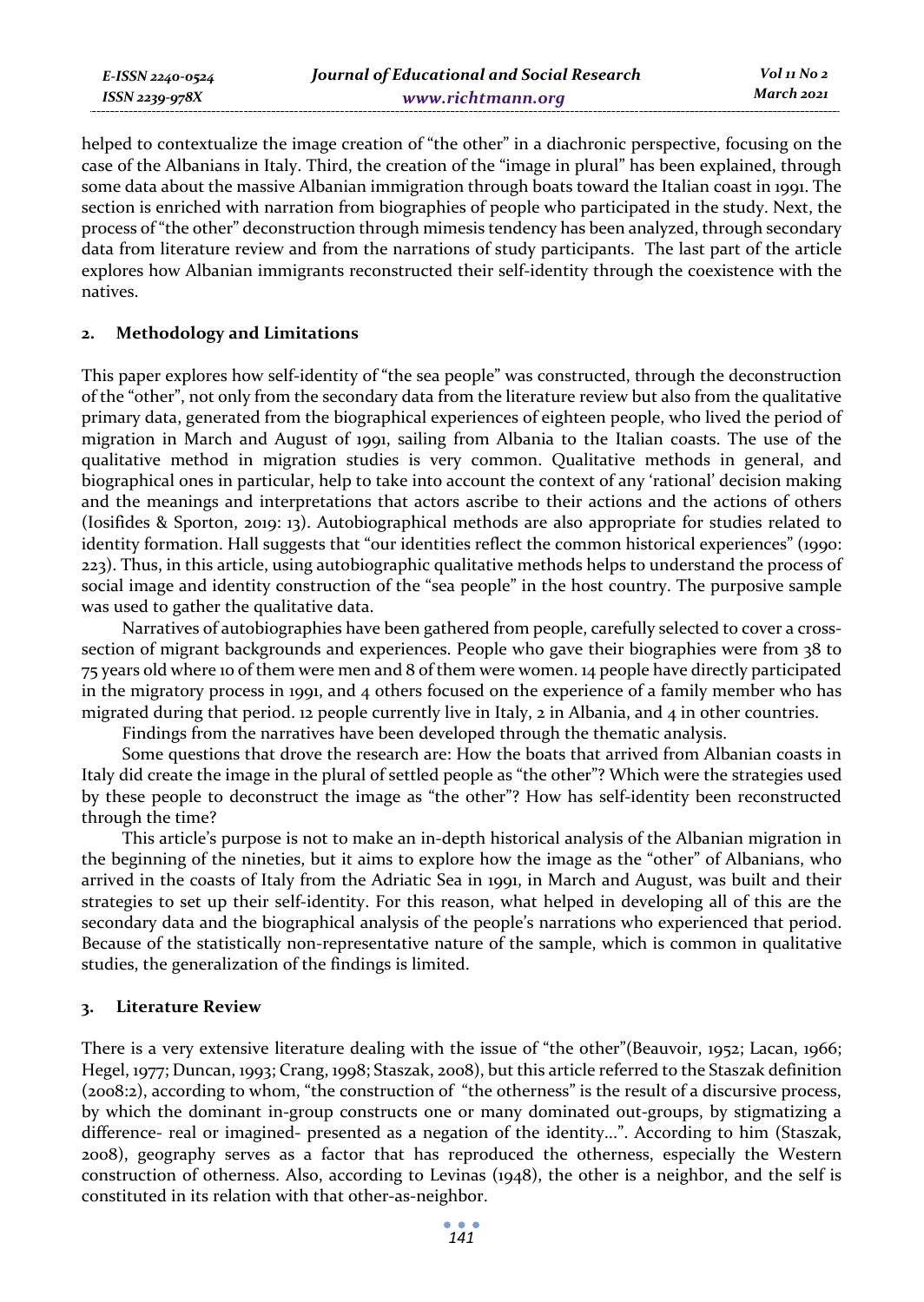helped to contextualize the image creation of "the other" in a diachronic perspective, focusing on the case of the Albanians in Italy. Third, the creation of the "image in plural" has been explained, through some data about the massive Albanian immigration through boats toward the Italian coast in 1991. The section is enriched with narration from biographies of people who participated in the study. Next, the process of "the other" deconstruction through mimesis tendency has been analyzed, through secondary data from literature review and from the narrations of study participants. The last part of the article explores how Albanian immigrants reconstructed their self-identity through the coexistence with the natives.

## 2. Methodology and Limitations

This paper explores how self-identity of "the sea people" was constructed, through the deconstruction of the "other", not only from the secondary data from the literature review but also from the qualitative primary data, generated from the biographical experiences of eighteen people, who lived the period of migration in March and August of 1991, sailing from Albania to the Italian coasts. The use of the qualitative method in migration studies is very common. Qualitative methods in general, and biographical ones in particular, help to take into account the context of any 'rational' decision making and the meanings and interpretations that actors ascribe to their actions and the actions of others (Iosifides & Sporton, 2019: 13). Autobiographical methods are also appropriate for studies related to identity formation. Hall suggests that "our identities reflect the common historical experiences" (1990: 223). Thus, in this article, using autobiographic qualitative methods helps to understand the process of social image and identity construction of the "sea people" in the host country. The purposive sample was used to gather the qualitative data.

Narratives of autobiographies have been gathered from people, carefully selected to cover a cross-section of migrant backgrounds and experiences. People who gave their biographies were from 38 to 75 years old where 10 of them were men and 8 of them were women. 14 people have directly participated in the migratory process in 1991, and 4 others focused on the experience of a family member who has migrated during that period. 12 people currently live in Italy, 2 in Albania, and 4 in other countries.

Findings from the narratives have been developed through the thematic analysis.

Some questions that drove the research are: How the boats that arrived from Albanian coasts in Italy did create the image in the plural of settled people as "the other"? Which were the strategies used by these people to deconstruct the image as "the other"? How has self-identity been reconstructed through the time?

This article's purpose is not to make an in-depth historical analysis of the Albanian migration in the beginning of the nineties, but it aims to explore how the image as the "other" of Albanians, who arrived in the coasts of Italy from the Adriatic Sea in 1991, in March and August, was built and their strategies to set up their self-identity. For this reason, what helped in developing all of this are the secondary data and the biographical analysis of the people's narrations who experienced that period. Because of the statistically non-representative nature of the sample, which is common in qualitative studies, the generalization of the findings is limited.

## 3. Literature Review

There is a very extensive literature dealing with the issue of "the other"(Beauvoir, 1952; Lacan, 1966; Hegel, 1977; Duncan, 1993; Crang, 1998; Staszak, 2008), but this article referred to the Staszak definition (2008:2), according to whom, "the construction of "the otherness" is the result of a discursive process, by which the dominant in-group constructs one or many dominated out-groups, by stigmatizing a difference- real or imagined- presented as a negation of the identity...". According to him (Staszak, 2008), geography serves as a factor that has reproduced the otherness, especially the Western construction of otherness. Also, according to Levinas (1948), the other is a neighbor, and the self is constituted in its relation with that other-as-neighbor.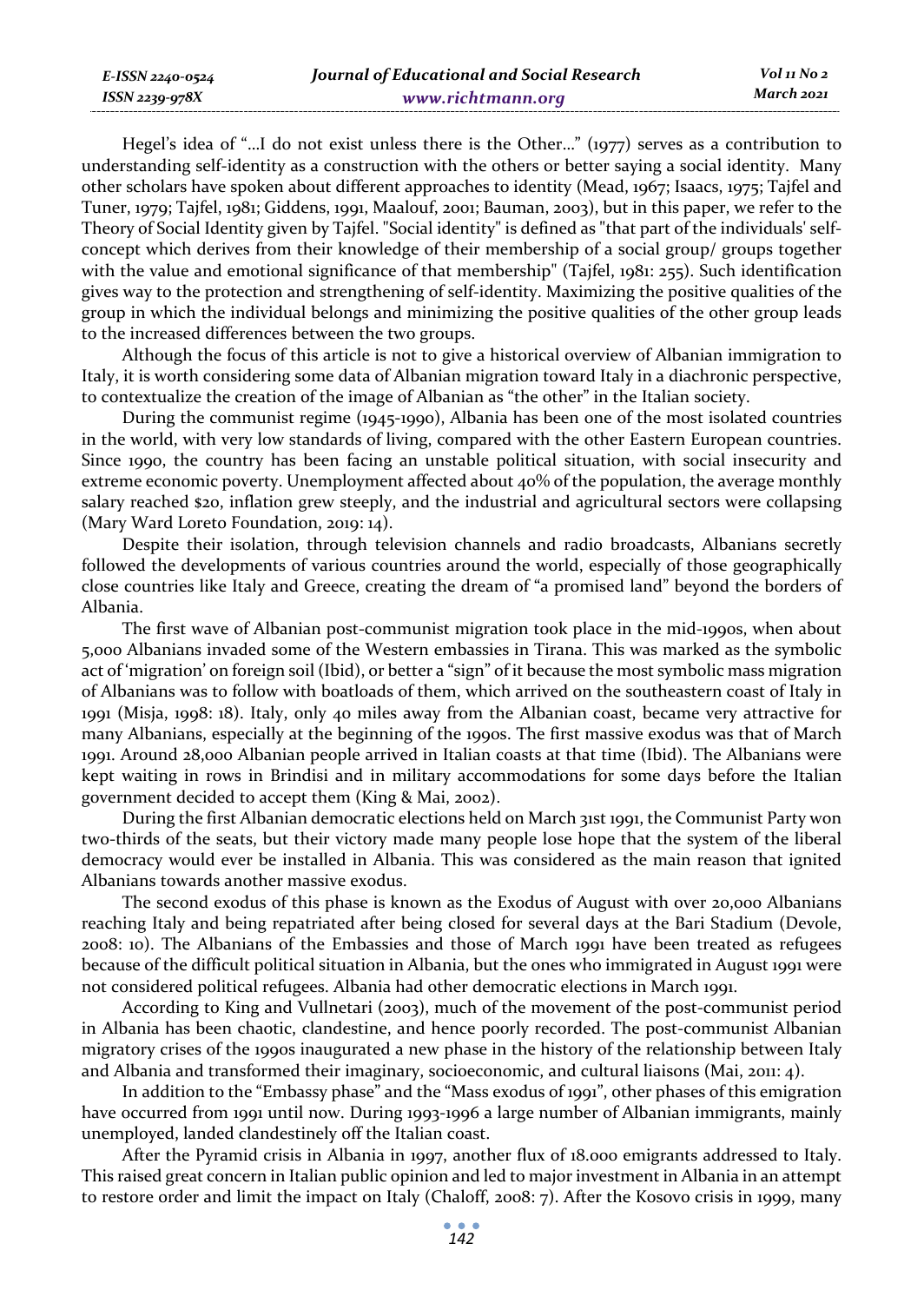Hegel's idea of "...I do not exist unless there is the Other..." (1977) serves as a contribution to understanding self-identity as a construction with the others or better saying a social identity. Many other scholars have spoken about different approaches to identity (Mead, 1967; Isaacs, 1975; Tajfel and Tuner, 1979; Tajfel, 1981; Giddens, 1991, Maalouf, 2001; Bauman, 2003), but in this paper, we refer to the Theory of Social Identity given by Tajfel. "Social identity" is defined as "that part of the individuals' self-concept which derives from their knowledge of their membership of a social group/ groups together with the value and emotional significance of that membership" (Tajfel, 1981: 255). Such identification gives way to the protection and strengthening of self-identity. Maximizing the positive qualities of the group in which the individual belongs and minimizing the positive qualities of the other group leads to the increased differences between the two groups.

Although the focus of this article is not to give a historical overview of Albanian immigration to Italy, it is worth considering some data of Albanian migration toward Italy in a diachronic perspective, to contextualize the creation of the image of Albanian as "the other" in the Italian society.

During the communist regime (1945-1990), Albania has been one of the most isolated countries in the world, with very low standards of living, compared with the other Eastern European countries. Since 1990, the country has been facing an unstable political situation, with social insecurity and extreme economic poverty. Unemployment affected about 40% of the population, the average monthly salary reached $20, inflation grew steeply, and the industrial and agricultural sectors were collapsing (Mary Ward Loreto Foundation, 2019: 14).

Despite their isolation, through television channels and radio broadcasts, Albanians secretly followed the developments of various countries around the world, especially of those geographically close countries like Italy and Greece, creating the dream of "a promised land" beyond the borders of Albania.

The first wave of Albanian post-communist migration took place in the mid-1990s, when about 5,000 Albanians invaded some of the Western embassies in Tirana. This was marked as the symbolic act of 'migration' on foreign soil (Ibid), or better a "sign" of it because the most symbolic mass migration of Albanians was to follow with boatloads of them, which arrived on the southeastern coast of Italy in 1991 (Misja, 1998: 18). Italy, only 40 miles away from the Albanian coast, became very attractive for many Albanians, especially at the beginning of the 1990s. The first massive exodus was that of March 1991. Around 28,000 Albanian people arrived in Italian coasts at that time (Ibid). The Albanians were kept waiting in rows in Brindisi and in military accommodations for some days before the Italian government decided to accept them (King & Mai, 2002).

During the first Albanian democratic elections held on March 31st 1991, the Communist Party won two-thirds of the seats, but their victory made many people lose hope that the system of the liberal democracy would ever be installed in Albania. This was considered as the main reason that ignited Albanians towards another massive exodus.

The second exodus of this phase is known as the Exodus of August with over 20,000 Albanians reaching Italy and being repatriated after being closed for several days at the Bari Stadium (Devole, 2008: 10). The Albanians of the Embassies and those of March 1991 have been treated as refugees because of the difficult political situation in Albania, but the ones who immigrated in August 1991 were not considered political refugees. Albania had other democratic elections in March 1991.

According to King and Vullnetari (2003), much of the movement of the post-communist period in Albania has been chaotic, clandestine, and hence poorly recorded. The post-communist Albanian migratory crises of the 1990s inaugurated a new phase in the history of the relationship between Italy and Albania and transformed their imaginary, socioeconomic, and cultural liaisons (Mai, 2011: 4).

In addition to the "Embassy phase" and the "Mass exodus of 1991", other phases of this emigration have occurred from 1991 until now. During 1993-1996 a large number of Albanian immigrants, mainly unemployed, landed clandestinely off the Italian coast.

After the Pyramid crisis in Albania in 1997, another flux of 18.000 emigrants addressed to Italy. This raised great concern in Italian public opinion and led to major investment in Albania in an attempt to restore order and limit the impact on Italy (Chaloff, 2008: 7). After the Kosovo crisis in 1999, many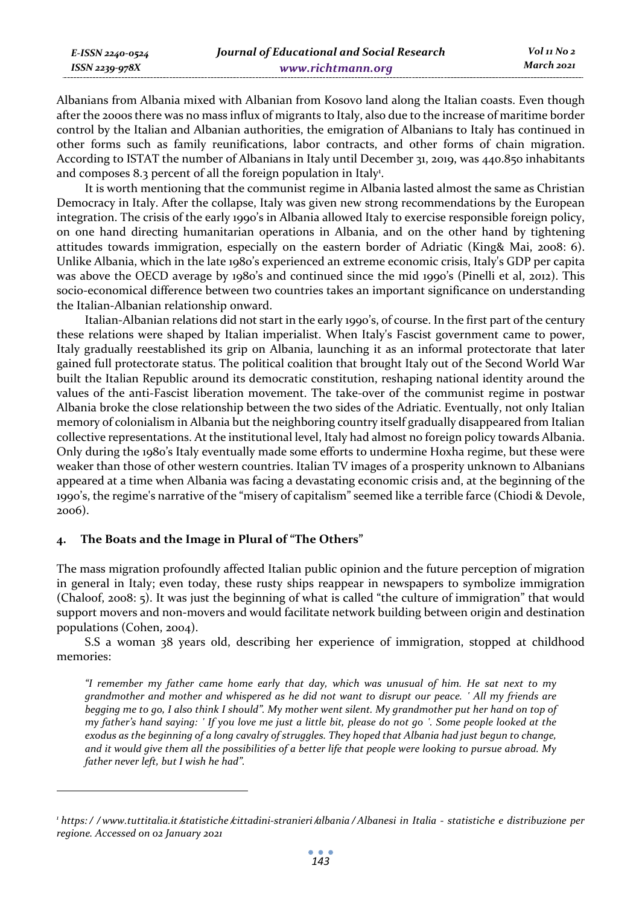Albanians from Albania mixed with Albanian from Kosovo land along the Italian coasts. Even though after the 2000s there was no mass influx of migrants to Italy, also due to the increase of maritime border control by the Italian and Albanian authorities, the emigration of Albanians to Italy has continued in other forms such as family reunifications, labor contracts, and other forms of chain migration. According to ISTAT the number of Albanians in Italy until December 31, 2019, was 440.850 inhabitants and composes 8.3 percent of all the foreign population in Italy[1].

It is worth mentioning that the communist regime in Albania lasted almost the same as Christian Democracy in Italy. After the collapse, Italy was given new strong recommendations by the European integration. The crisis of the early 1990's in Albania allowed Italy to exercise responsible foreign policy, on one hand directing humanitarian operations in Albania, and on the other hand by tightening attitudes towards immigration, especially on the eastern border of Adriatic (King& Mai, 2008: 6). Unlike Albania, which in the late 1980's experienced an extreme economic crisis, Italy's GDP per capita was above the OECD average by 1980's and continued since the mid 1990's (Pinelli et al, 2012). This socio-economical difference between two countries takes an important significance on understanding the Italian-Albanian relationship onward.

Italian-Albanian relations did not start in the early 1990's, of course. In the first part of the century these relations were shaped by Italian imperialist. When Italy's Fascist government came to power, Italy gradually reestablished its grip on Albania, launching it as an informal protectorate that later gained full protectorate status. The political coalition that brought Italy out of the Second World War built the Italian Republic around its democratic constitution, reshaping national identity around the values of the anti-Fascist liberation movement. The take-over of the communist regime in postwar Albania broke the close relationship between the two sides of the Adriatic. Eventually, not only Italian memory of colonialism in Albania but the neighboring country itself gradually disappeared from Italian collective representations. At the institutional level, Italy had almost no foreign policy towards Albania. Only during the 1980's Italy eventually made some efforts to undermine Hoxha regime, but these were weaker than those of other western countries. Italian TV images of a prosperity unknown to Albanians appeared at a time when Albania was facing a devastating economic crisis and, at the beginning of the 1990's, the regime's narrative of the "misery of capitalism" seemed like a terrible farce (Chiodi & Devole, 2006).

## 4. The Boats and the Image in Plural of "The Others"

The mass migration profoundly affected Italian public opinion and the future perception of migration in general in Italy; even today, these rusty ships reappear in newspapers to symbolize immigration (Chaloof, 2008: 5). It was just the beginning of what is called "the culture of immigration" that would support movers and non-movers and would facilitate network building between origin and destination populations (Cohen, 2004).

S.S a woman 38 years old, describing her experience of immigration, stopped at childhood memories:

> *"I remember my father came home early that day, which was unusual of him. He sat next to my grandmother and mother and whispered as he did not want to disrupt our peace. ' All my friends are begging me to go, I also think I should". My mother went silent. My grandmother put her hand on top of my father's hand saying: ' If you love me just a little bit, please do not go '. Some people looked at the exodus as the beginning of a long cavalry of struggles. They hoped that Albania had just begun to change, and it would give them all the possibilities of a better life that people were looking to pursue abroad. My father never left, but I wish he had".*

---

[1] *https://www.tuttitalia.it/statistiche/cittadini-stranieri/albania/Albanesi in Italia - statistiche e distribuzione per regione. Accessed on 02 January 2021*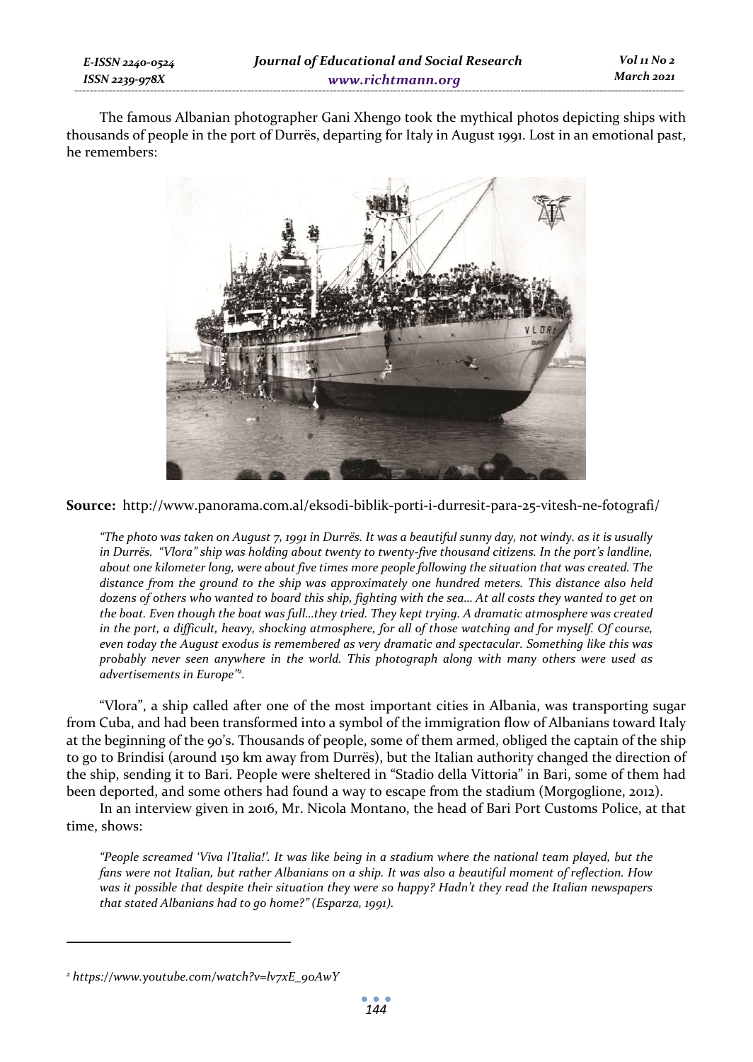The famous Albanian photographer Gani Xhengo took the mythical photos depicting ships with thousands of people in the port of Durrës, departing for Italy in August 1991. Lost in an emotional past, he remembers:

**Source:** http://www.panorama.com.al/eksodi-biblik-porti-i-durresit-para-25-vitesh-ne-fotografi/

> *"The photo was taken on August 7, 1991 in Durrës. It was a beautiful sunny day, not windy. as it is usually in Durrës. "Vlora" ship was holding about twenty to twenty-five thousand citizens. In the port's landline, about one kilometer long, were about five times more people following the situation that was created. The distance from the ground to the ship was approximately one hundred meters. This distance also held dozens of others who wanted to board this ship, fighting with the sea... At all costs they wanted to get on the boat. Even though the boat was full...they tried. They kept trying. A dramatic atmosphere was created in the port, a difficult, heavy, shocking atmosphere, for all of those watching and for myself. Of course, even today the August exodus is remembered as very dramatic and spectacular. Something like this was probably never seen anywhere in the world. This photograph along with many others were used as advertisements in Europe"[2].*

"Vlora", a ship called after one of the most important cities in Albania, was transporting sugar from Cuba, and had been transformed into a symbol of the immigration flow of Albanians toward Italy at the beginning of the 90's. Thousands of people, some of them armed, obliged the captain of the ship to go to Brindisi (around 150 km away from Durrës), but the Italian authority changed the direction of the ship, sending it to Bari. People were sheltered in "Stadio della Vittoria" in Bari, some of them had been deported, and some others had found a way to escape from the stadium (Morgoglione, 2012).

In an interview given in 2016, Mr. Nicola Montano, the head of Bari Port Customs Police, at that time, shows:

> *"People screamed 'Viva l'Italia!'. It was like being in a stadium where the national team played, but the fans were not Italian, but rather Albanians on a ship. It was also a beautiful moment of reflection. How was it possible that despite their situation they were so happy? Hadn't they read the Italian newspapers that stated Albanians had to go home?" (Esparza, 1991).*

---

[2] *https://www.youtube.com/watch?v=lv7xE_90AwY*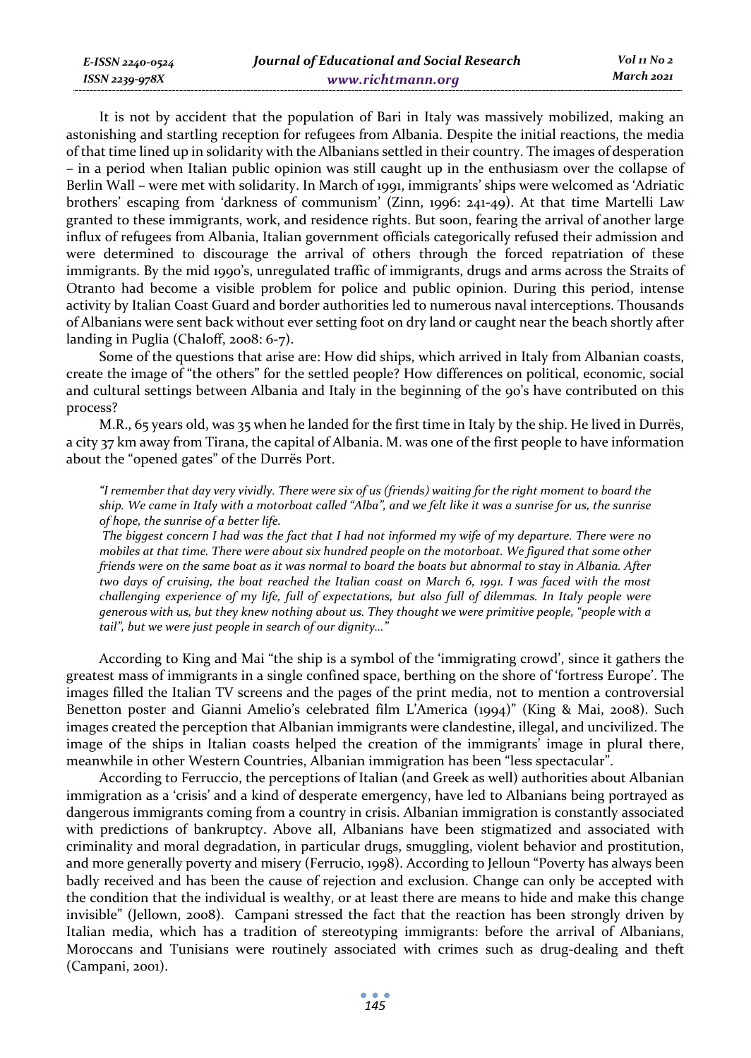It is not by accident that the population of Bari in Italy was massively mobilized, making an astonishing and startling reception for refugees from Albania. Despite the initial reactions, the media of that time lined up in solidarity with the Albanians settled in their country. The images of desperation – in a period when Italian public opinion was still caught up in the enthusiasm over the collapse of Berlin Wall – were met with solidarity. In March of 1991, immigrants' ships were welcomed as 'Adriatic brothers' escaping from 'darkness of communism' (Zinn, 1996: 241-49). At that time Martelli Law granted to these immigrants, work, and residence rights. But soon, fearing the arrival of another large influx of refugees from Albania, Italian government officials categorically refused their admission and were determined to discourage the arrival of others through the forced repatriation of these immigrants. By the mid 1990's, unregulated traffic of immigrants, drugs and arms across the Straits of Otranto had become a visible problem for police and public opinion. During this period, intense activity by Italian Coast Guard and border authorities led to numerous naval interceptions. Thousands of Albanians were sent back without ever setting foot on dry land or caught near the beach shortly after landing in Puglia (Chaloff, 2008: 6-7).

Some of the questions that arise are: How did ships, which arrived in Italy from Albanian coasts, create the image of "the others" for the settled people? How differences on political, economic, social and cultural settings between Albania and Italy in the beginning of the 90's have contributed on this process?

M.R., 65 years old, was 35 when he landed for the first time in Italy by the ship. He lived in Durrës, a city 37 km away from Tirana, the capital of Albania. M. was one of the first people to have information about the "opened gates" of the Durrës Port.

> *"I remember that day very vividly. There were six of us (friends) waiting for the right moment to board the ship. We came in Italy with a motorboat called "Alba", and we felt like it was a sunrise for us, the sunrise of hope, the sunrise of a better life.*
>
> *The biggest concern I had was the fact that I had not informed my wife of my departure. There were no mobiles at that time. There were about six hundred people on the motorboat. We figured that some other friends were on the same boat as it was normal to board the boats but abnormal to stay in Albania. After two days of cruising, the boat reached the Italian coast on March 6, 1991. I was faced with the most challenging experience of my life, full of expectations, but also full of dilemmas. In Italy people were generous with us, but they knew nothing about us. They thought we were primitive people, "people with a tail", but we were just people in search of our dignity…"*

According to King and Mai "the ship is a symbol of the 'immigrating crowd', since it gathers the greatest mass of immigrants in a single confined space, berthing on the shore of 'fortress Europe'. The images filled the Italian TV screens and the pages of the print media, not to mention a controversial Benetton poster and Gianni Amelio's celebrated film L'America (1994)" (King & Mai, 2008). Such images created the perception that Albanian immigrants were clandestine, illegal, and uncivilized. The image of the ships in Italian coasts helped the creation of the immigrants' image in plural there, meanwhile in other Western Countries, Albanian immigration has been "less spectacular".

According to Ferruccio, the perceptions of Italian (and Greek as well) authorities about Albanian immigration as a 'crisis' and a kind of desperate emergency, have led to Albanians being portrayed as dangerous immigrants coming from a country in crisis. Albanian immigration is constantly associated with predictions of bankruptcy. Above all, Albanians have been stigmatized and associated with criminality and moral degradation, in particular drugs, smuggling, violent behavior and prostitution, and more generally poverty and misery (Ferrucio, 1998). According to Jelloun "Poverty has always been badly received and has been the cause of rejection and exclusion. Change can only be accepted with the condition that the individual is wealthy, or at least there are means to hide and make this change invisible" (Jellown, 2008). Campani stressed the fact that the reaction has been strongly driven by Italian media, which has a tradition of stereotyping immigrants: before the arrival of Albanians, Moroccans and Tunisians were routinely associated with crimes such as drug-dealing and theft (Campani, 2001).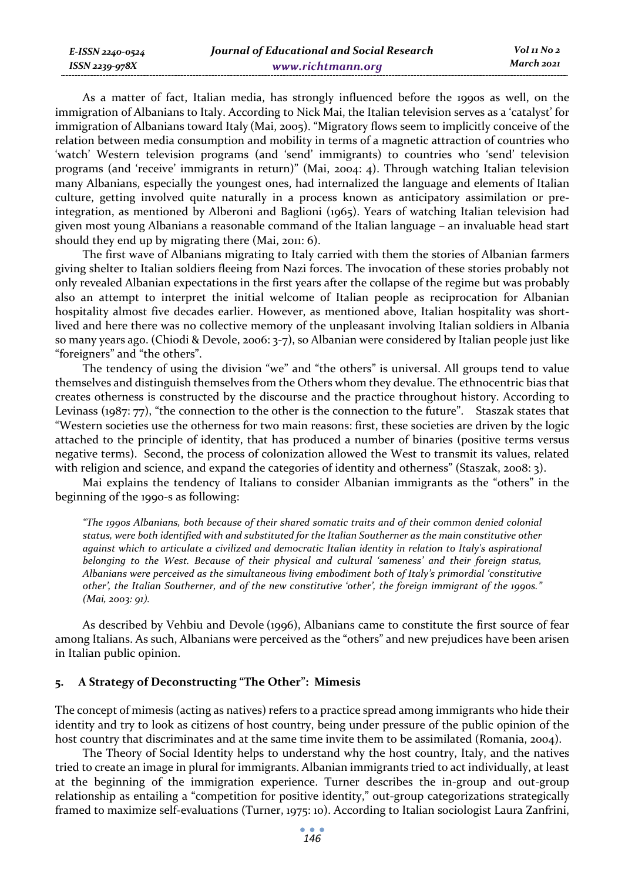As a matter of fact, Italian media, has strongly influenced before the 1990s as well, on the immigration of Albanians to Italy. According to Nick Mai, the Italian television serves as a 'catalyst' for immigration of Albanians toward Italy (Mai, 2005). "Migratory flows seem to implicitly conceive of the relation between media consumption and mobility in terms of a magnetic attraction of countries who 'watch' Western television programs (and 'send' immigrants) to countries who 'send' television programs (and 'receive' immigrants in return)" (Mai, 2004: 4). Through watching Italian television many Albanians, especially the youngest ones, had internalized the language and elements of Italian culture, getting involved quite naturally in a process known as anticipatory assimilation or pre-integration, as mentioned by Alberoni and Baglioni (1965). Years of watching Italian television had given most young Albanians a reasonable command of the Italian language – an invaluable head start should they end up by migrating there (Mai, 2011: 6).

The first wave of Albanians migrating to Italy carried with them the stories of Albanian farmers giving shelter to Italian soldiers fleeing from Nazi forces. The invocation of these stories probably not only revealed Albanian expectations in the first years after the collapse of the regime but was probably also an attempt to interpret the initial welcome of Italian people as reciprocation for Albanian hospitality almost five decades earlier. However, as mentioned above, Italian hospitality was short-lived and here there was no collective memory of the unpleasant involving Italian soldiers in Albania so many years ago. (Chiodi & Devole, 2006: 3-7), so Albanian were considered by Italian people just like "foreigners" and "the others".

The tendency of using the division "we" and "the others" is universal. All groups tend to value themselves and distinguish themselves from the Others whom they devalue. The ethnocentric bias that creates otherness is constructed by the discourse and the practice throughout history. According to Levinass (1987: 77), "the connection to the other is the connection to the future". Staszak states that "Western societies use the otherness for two main reasons: first, these societies are driven by the logic attached to the principle of identity, that has produced a number of binaries (positive terms versus negative terms). Second, the process of colonization allowed the West to transmit its values, related with religion and science, and expand the categories of identity and otherness" (Staszak, 2008: 3).

Mai explains the tendency of Italians to consider Albanian immigrants as the "others" in the beginning of the 1990-s as following:

> *"The 1990s Albanians, both because of their shared somatic traits and of their common denied colonial status, were both identified with and substituted for the Italian Southerner as the main constitutive other against which to articulate a civilized and democratic Italian identity in relation to Italy's aspirational belonging to the West. Because of their physical and cultural 'sameness' and their foreign status, Albanians were perceived as the simultaneous living embodiment both of Italy's primordial 'constitutive other', the Italian Southerner, and of the new constitutive 'other', the foreign immigrant of the 1990s." (Mai, 2003: 91).*

As described by Vehbiu and Devole (1996), Albanians came to constitute the first source of fear among Italians. As such, Albanians were perceived as the "others" and new prejudices have been arisen in Italian public opinion.

## 5. A Strategy of Deconstructing "The Other": Mimesis

The concept of mimesis (acting as natives) refers to a practice spread among immigrants who hide their identity and try to look as citizens of host country, being under pressure of the public opinion of the host country that discriminates and at the same time invite them to be assimilated (Romania, 2004).

The Theory of Social Identity helps to understand why the host country, Italy, and the natives tried to create an image in plural for immigrants. Albanian immigrants tried to act individually, at least at the beginning of the immigration experience. Turner describes the in-group and out-group relationship as entailing a "competition for positive identity," out-group categorizations strategically framed to maximize self-evaluations (Turner, 1975: 10). According to Italian sociologist Laura Zanfrini,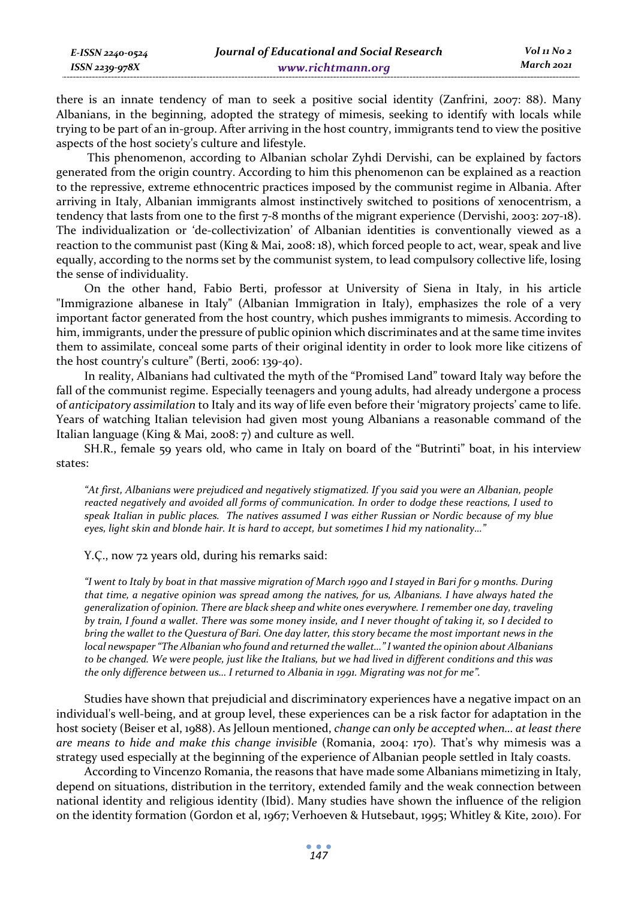there is an innate tendency of man to seek a positive social identity (Zanfrini, 2007: 88). Many Albanians, in the beginning, adopted the strategy of mimesis, seeking to identify with locals while trying to be part of an in-group. After arriving in the host country, immigrants tend to view the positive aspects of the host society's culture and lifestyle.

This phenomenon, according to Albanian scholar Zyhdi Dervishi, can be explained by factors generated from the origin country. According to him this phenomenon can be explained as a reaction to the repressive, extreme ethnocentric practices imposed by the communist regime in Albania. After arriving in Italy, Albanian immigrants almost instinctively switched to positions of xenocentrism, a tendency that lasts from one to the first 7-8 months of the migrant experience (Dervishi, 2003: 207-18). The individualization or 'de-collectivization' of Albanian identities is conventionally viewed as a reaction to the communist past (King & Mai, 2008: 18), which forced people to act, wear, speak and live equally, according to the norms set by the communist system, to lead compulsory collective life, losing the sense of individuality.

On the other hand, Fabio Berti, professor at University of Siena in Italy, in his article "Immigrazione albanese in Italy" (Albanian Immigration in Italy), emphasizes the role of a very important factor generated from the host country, which pushes immigrants to mimesis. According to him, immigrants, under the pressure of public opinion which discriminates and at the same time invites them to assimilate, conceal some parts of their original identity in order to look more like citizens of the host country's culture" (Berti, 2006: 139-40).

In reality, Albanians had cultivated the myth of the "Promised Land" toward Italy way before the fall of the communist regime. Especially teenagers and young adults, had already undergone a process of *anticipatory assimilation* to Italy and its way of life even before their 'migratory projects' came to life. Years of watching Italian television had given most young Albanians a reasonable command of the Italian language (King & Mai, 2008: 7) and culture as well.

SH.R., female 59 years old, who came in Italy on board of the "Butrinti" boat, in his interview states:

> *"At first, Albanians were prejudiced and negatively stigmatized. If you said you were an Albanian, people reacted negatively and avoided all forms of communication. In order to dodge these reactions, I used to speak Italian in public places. The natives assumed I was either Russian or Nordic because of my blue eyes, light skin and blonde hair. It is hard to accept, but sometimes I hid my nationality…"*

Y.Ç., now 72 years old, during his remarks said:

> *"I went to Italy by boat in that massive migration of March 1990 and I stayed in Bari for 9 months. During that time, a negative opinion was spread among the natives, for us, Albanians. I have always hated the generalization of opinion. There are black sheep and white ones everywhere. I remember one day, traveling by train, I found a wallet. There was some money inside, and I never thought of taking it, so I decided to bring the wallet to the Questura of Bari. One day latter, this story became the most important news in the local newspaper "The Albanian who found and returned the wallet…" I wanted the opinion about Albanians to be changed. We were people, just like the Italians, but we had lived in different conditions and this was the only difference between us… I returned to Albania in 1991. Migrating was not for me".*

Studies have shown that prejudicial and discriminatory experiences have a negative impact on an individual's well-being, and at group level, these experiences can be a risk factor for adaptation in the host society (Beiser et al, 1988). As Jelloun mentioned, *change can only be accepted when… at least there are means to hide and make this change invisible* (Romania, 2004: 170). That's why mimesis was a strategy used especially at the beginning of the experience of Albanian people settled in Italy coasts.

According to Vincenzo Romania, the reasons that have made some Albanians mimetizing in Italy, depend on situations, distribution in the territory, extended family and the weak connection between national identity and religious identity (Ibid). Many studies have shown the influence of the religion on the identity formation (Gordon et al, 1967; Verhoeven & Hutsebaut, 1995; Whitley & Kite, 2010). For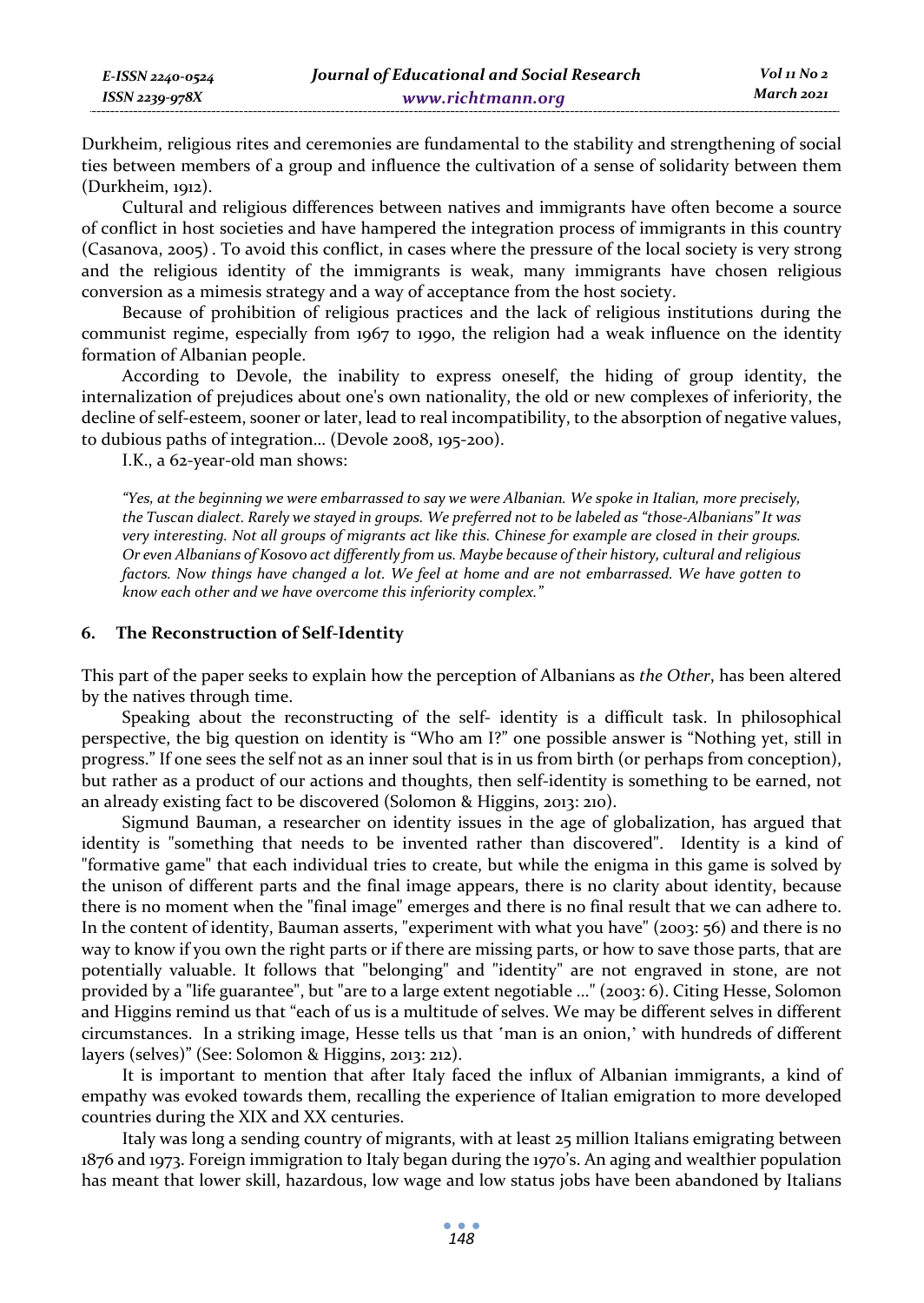Durkheim, religious rites and ceremonies are fundamental to the stability and strengthening of social ties between members of a group and influence the cultivation of a sense of solidarity between them (Durkheim, 1912).

Cultural and religious differences between natives and immigrants have often become a source of conflict in host societies and have hampered the integration process of immigrants in this country (Casanova, 2005) . To avoid this conflict, in cases where the pressure of the local society is very strong and the religious identity of the immigrants is weak, many immigrants have chosen religious conversion as a mimesis strategy and a way of acceptance from the host society.

Because of prohibition of religious practices and the lack of religious institutions during the communist regime, especially from 1967 to 1990, the religion had a weak influence on the identity formation of Albanian people.

According to Devole, the inability to express oneself, the hiding of group identity, the internalization of prejudices about one's own nationality, the old or new complexes of inferiority, the decline of self-esteem, sooner or later, lead to real incompatibility, to the absorption of negative values, to dubious paths of integration... (Devole 2008, 195-200).

I.K., a 62-year-old man shows:

> *"Yes, at the beginning we were embarrassed to say we were Albanian. We spoke in Italian, more precisely, the Tuscan dialect. Rarely we stayed in groups. We preferred not to be labeled as "those-Albanians" It was very interesting. Not all groups of migrants act like this. Chinese for example are closed in their groups. Or even Albanians of Kosovo act differently from us. Maybe because of their history, cultural and religious factors. Now things have changed a lot. We feel at home and are not embarrassed. We have gotten to know each other and we have overcome this inferiority complex."*

## 6. The Reconstruction of Self-Identity

This part of the paper seeks to explain how the perception of Albanians as *the Other*, has been altered by the natives through time.

Speaking about the reconstructing of the self- identity is a difficult task. In philosophical perspective, the big question on identity is "Who am I?" one possible answer is "Nothing yet, still in progress." If one sees the self not as an inner soul that is in us from birth (or perhaps from conception), but rather as a product of our actions and thoughts, then self-identity is something to be earned, not an already existing fact to be discovered (Solomon & Higgins, 2013: 210).

Sigmund Bauman, a researcher on identity issues in the age of globalization, has argued that identity is "something that needs to be invented rather than discovered". Identity is a kind of "formative game" that each individual tries to create, but while the enigma in this game is solved by the unison of different parts and the final image appears, there is no clarity about identity, because there is no moment when the "final image" emerges and there is no final result that we can adhere to. In the content of identity, Bauman asserts, "experiment with what you have" (2003: 56) and there is no way to know if you own the right parts or if there are missing parts, or how to save those parts, that are potentially valuable. It follows that "belonging" and "identity" are not engraved in stone, are not provided by a "life guarantee", but "are to a large extent negotiable ..." (2003: 6). Citing Hesse, Solomon and Higgins remind us that "each of us is a multitude of selves. We may be different selves in different circumstances. In a striking image, Hesse tells us that 'man is an onion,' with hundreds of different layers (selves)" (See: Solomon & Higgins, 2013: 212).

It is important to mention that after Italy faced the influx of Albanian immigrants, a kind of empathy was evoked towards them, recalling the experience of Italian emigration to more developed countries during the XIX and XX centuries.

Italy was long a sending country of migrants, with at least 25 million Italians emigrating between 1876 and 1973. Foreign immigration to Italy began during the 1970's. An aging and wealthier population has meant that lower skill, hazardous, low wage and low status jobs have been abandoned by Italians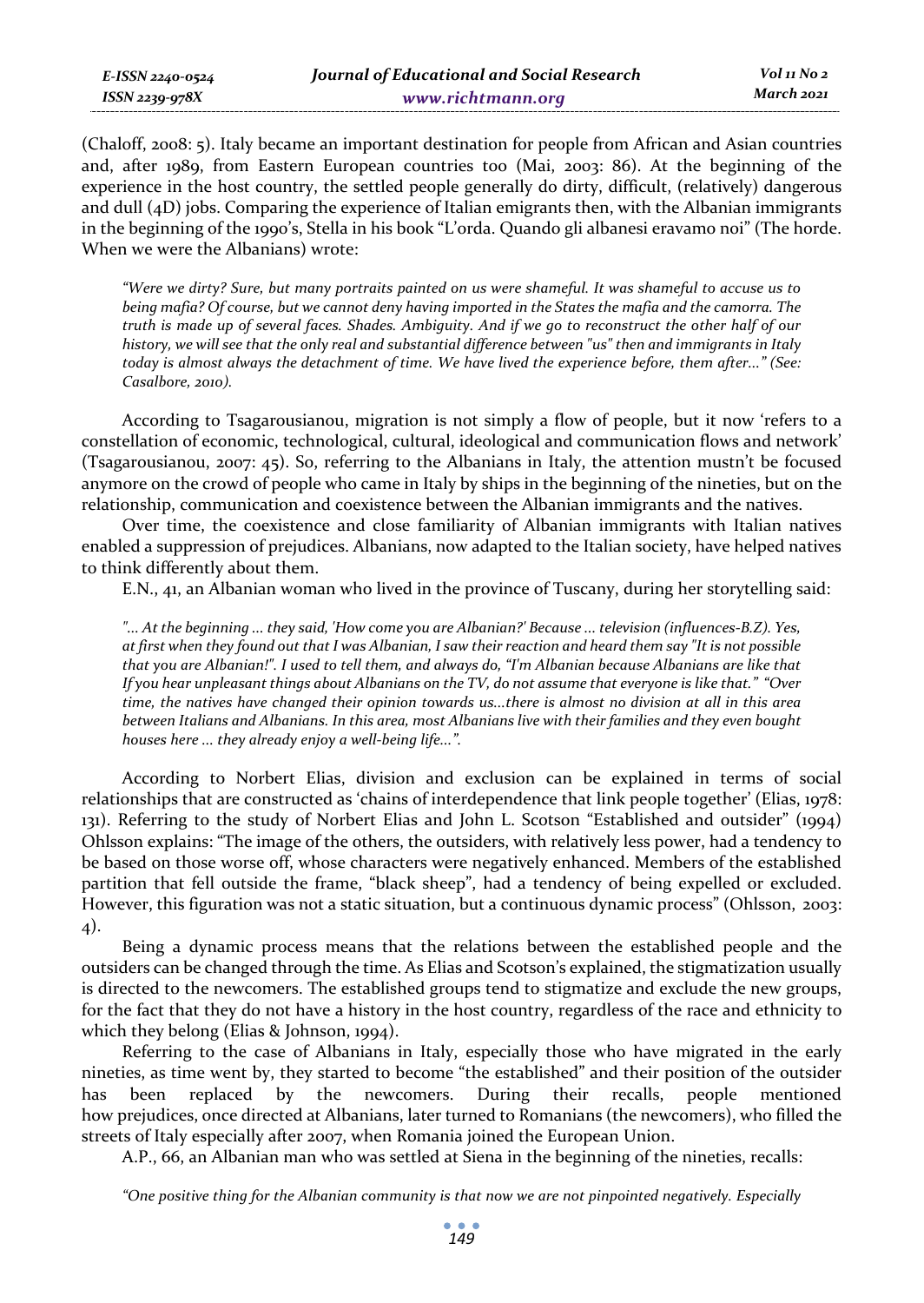(Chaloff, 2008: 5). Italy became an important destination for people from African and Asian countries and, after 1989, from Eastern European countries too (Mai, 2003: 86). At the beginning of the experience in the host country, the settled people generally do dirty, difficult, (relatively) dangerous and dull (4D) jobs. Comparing the experience of Italian emigrants then, with the Albanian immigrants in the beginning of the 1990's, Stella in his book "L'orda. Quando gli albanesi eravamo noi" (The horde. When we were the Albanians) wrote:

> *"Were we dirty? Sure, but many portraits painted on us were shameful. It was shameful to accuse us to being mafia? Of course, but we cannot deny having imported in the States the mafia and the camorra. The truth is made up of several faces. Shades. Ambiguity. And if we go to reconstruct the other half of our history, we will see that the only real and substantial difference between "us" then and immigrants in Italy today is almost always the detachment of time. We have lived the experience before, them after..." (See: Casalbore, 2010).*

According to Tsagarousianou, migration is not simply a flow of people, but it now 'refers to a constellation of economic, technological, cultural, ideological and communication flows and network' (Tsagarousianou, 2007: 45). So, referring to the Albanians in Italy, the attention mustn't be focused anymore on the crowd of people who came in Italy by ships in the beginning of the nineties, but on the relationship, communication and coexistence between the Albanian immigrants and the natives.

Over time, the coexistence and close familiarity of Albanian immigrants with Italian natives enabled a suppression of prejudices. Albanians, now adapted to the Italian society, have helped natives to think differently about them.

E.N., 41, an Albanian woman who lived in the province of Tuscany, during her storytelling said:

> *"... At the beginning ... they said, 'How come you are Albanian?' Because ... television (influences-B.Z). Yes, at first when they found out that I was Albanian, I saw their reaction and heard them say "It is not possible that you are Albanian!". I used to tell them, and always do, "I'm Albanian because Albanians are like that If you hear unpleasant things about Albanians on the TV, do not assume that everyone is like that." "Over time, the natives have changed their opinion towards us...there is almost no division at all in this area between Italians and Albanians. In this area, most Albanians live with their families and they even bought houses here ... they already enjoy a well-being life...".*

According to Norbert Elias, division and exclusion can be explained in terms of social relationships that are constructed as 'chains of interdependence that link people together' (Elias, 1978: 131). Referring to the study of Norbert Elias and John L. Scotson "Established and outsider" (1994) Ohlsson explains: "The image of the others, the outsiders, with relatively less power, had a tendency to be based on those worse off, whose characters were negatively enhanced. Members of the established partition that fell outside the frame, "black sheep", had a tendency of being expelled or excluded. However, this figuration was not a static situation, but a continuous dynamic process" (Ohlsson, 2003: 4).

Being a dynamic process means that the relations between the established people and the outsiders can be changed through the time. As Elias and Scotson's explained, the stigmatization usually is directed to the newcomers. The established groups tend to stigmatize and exclude the new groups, for the fact that they do not have a history in the host country, regardless of the race and ethnicity to which they belong (Elias & Johnson, 1994).

Referring to the case of Albanians in Italy, especially those who have migrated in the early nineties, as time went by, they started to become "the established" and their position of the outsider has been replaced by the newcomers. During their recalls, people mentioned how prejudices, once directed at Albanians, later turned to Romanians (the newcomers), who filled the streets of Italy especially after 2007, when Romania joined the European Union.

A.P., 66, an Albanian man who was settled at Siena in the beginning of the nineties, recalls:

> *"One positive thing for the Albanian community is that now we are not pinpointed negatively. Especially*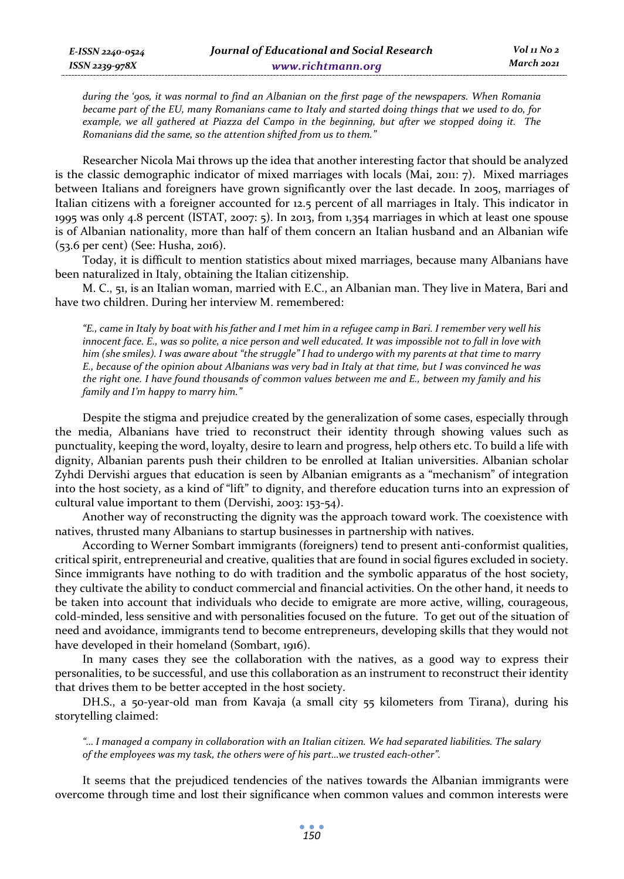*during the '90s, it was normal to find an Albanian on the first page of the newspapers. When Romania became part of the EU, many Romanians came to Italy and started doing things that we used to do, for example, we all gathered at Piazza del Campo in the beginning, but after we stopped doing it. The Romanians did the same, so the attention shifted from us to them."*

Researcher Nicola Mai throws up the idea that another interesting factor that should be analyzed is the classic demographic indicator of mixed marriages with locals (Mai, 2011: 7). Mixed marriages between Italians and foreigners have grown significantly over the last decade. In 2005, marriages of Italian citizens with a foreigner accounted for 12.5 percent of all marriages in Italy. This indicator in 1995 was only 4.8 percent (ISTAT, 2007: 5). In 2013, from 1,354 marriages in which at least one spouse is of Albanian nationality, more than half of them concern an Italian husband and an Albanian wife (53.6 per cent) (See: Husha, 2016).

Today, it is difficult to mention statistics about mixed marriages, because many Albanians have been naturalized in Italy, obtaining the Italian citizenship.

M. C., 51, is an Italian woman, married with E.C., an Albanian man. They live in Matera, Bari and have two children. During her interview M. remembered:

*"E., came in Italy by boat with his father and I met him in a refugee camp in Bari. I remember very well his innocent face. E., was so polite, a nice person and well educated. It was impossible not to fall in love with him (she smiles). I was aware about "the struggle" I had to undergo with my parents at that time to marry E., because of the opinion about Albanians was very bad in Italy at that time, but I was convinced he was the right one. I have found thousands of common values between me and E., between my family and his family and I'm happy to marry him."*

Despite the stigma and prejudice created by the generalization of some cases, especially through the media, Albanians have tried to reconstruct their identity through showing values such as punctuality, keeping the word, loyalty, desire to learn and progress, help others etc. To build a life with dignity, Albanian parents push their children to be enrolled at Italian universities. Albanian scholar Zyhdi Dervishi argues that education is seen by Albanian emigrants as a "mechanism" of integration into the host society, as a kind of "lift" to dignity, and therefore education turns into an expression of cultural value important to them (Dervishi, 2003: 153-54).

Another way of reconstructing the dignity was the approach toward work. The coexistence with natives, thrusted many Albanians to startup businesses in partnership with natives.

According to Werner Sombart immigrants (foreigners) tend to present anti-conformist qualities, critical spirit, entrepreneurial and creative, qualities that are found in social figures excluded in society. Since immigrants have nothing to do with tradition and the symbolic apparatus of the host society, they cultivate the ability to conduct commercial and financial activities. On the other hand, it needs to be taken into account that individuals who decide to emigrate are more active, willing, courageous, cold-minded, less sensitive and with personalities focused on the future. To get out of the situation of need and avoidance, immigrants tend to become entrepreneurs, developing skills that they would not have developed in their homeland (Sombart, 1916).

In many cases they see the collaboration with the natives, as a good way to express their personalities, to be successful, and use this collaboration as an instrument to reconstruct their identity that drives them to be better accepted in the host society.

DH.S., a 50-year-old man from Kavaja (a small city 55 kilometers from Tirana), during his storytelling claimed:

*"... I managed a company in collaboration with an Italian citizen. We had separated liabilities. The salary of the employees was my task, the others were of his part...we trusted each-other".*

It seems that the prejudiced tendencies of the natives towards the Albanian immigrants were overcome through time and lost their significance when common values and common interests were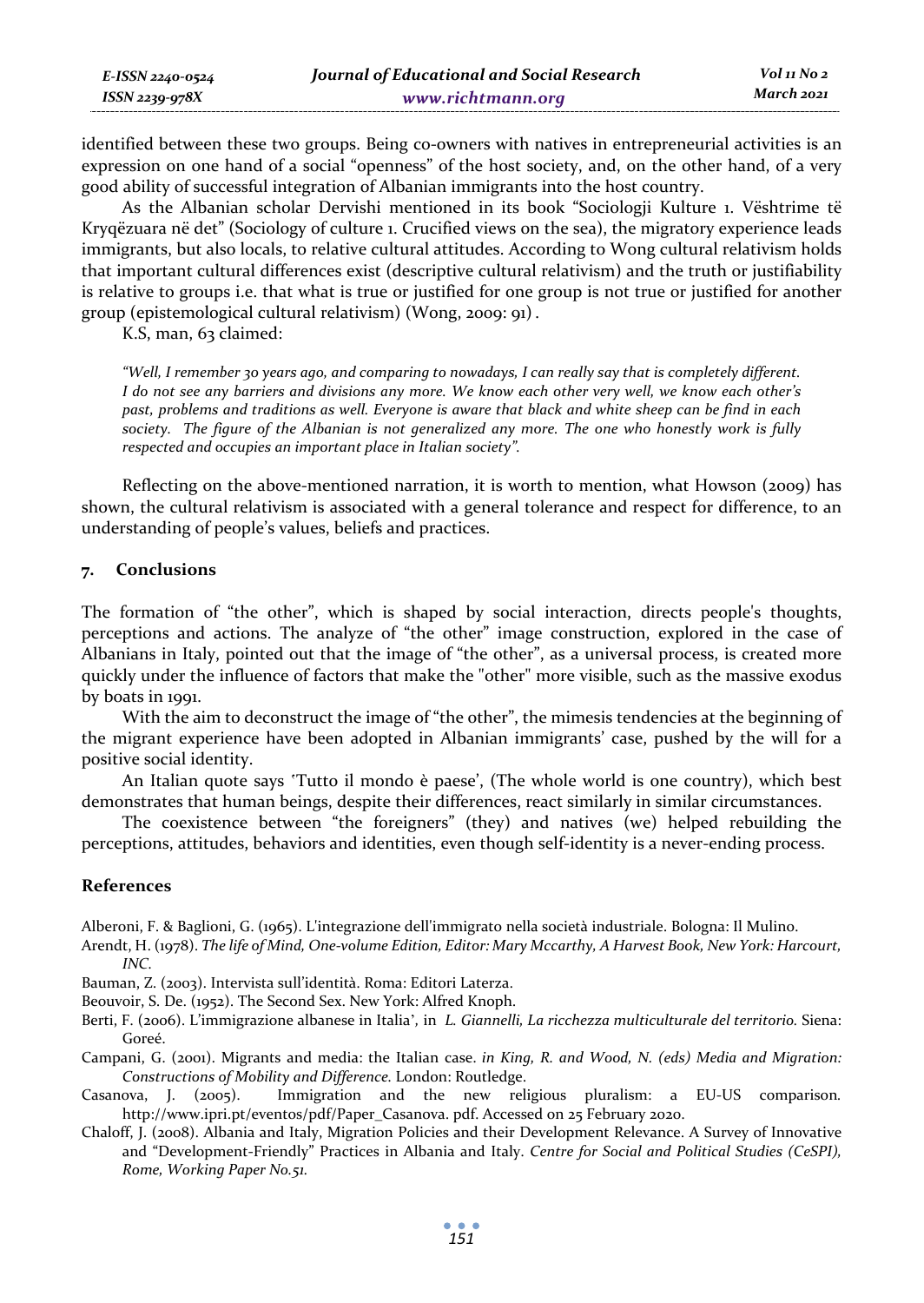identified between these two groups. Being co-owners with natives in entrepreneurial activities is an expression on one hand of a social "openness" of the host society, and, on the other hand, of a very good ability of successful integration of Albanian immigrants into the host country.

As the Albanian scholar Dervishi mentioned in its book "Sociologji Kulture 1. Vështrime të Kryqëzuara në det" (Sociology of culture 1. Crucified views on the sea), the migratory experience leads immigrants, but also locals, to relative cultural attitudes. According to Wong cultural relativism holds that important cultural differences exist (descriptive cultural relativism) and the truth or justifiability is relative to groups i.e. that what is true or justified for one group is not true or justified for another group (epistemological cultural relativism) (Wong, 2009: 91).

K.S, man, 63 claimed:

> *"Well, I remember 30 years ago, and comparing to nowadays, I can really say that is completely different. I do not see any barriers and divisions any more. We know each other very well, we know each other's past, problems and traditions as well. Everyone is aware that black and white sheep can be find in each society. The figure of the Albanian is not generalized any more. The one who honestly work is fully respected and occupies an important place in Italian society".*

Reflecting on the above-mentioned narration, it is worth to mention, what Howson (2009) has shown, the cultural relativism is associated with a general tolerance and respect for difference, to an understanding of people's values, beliefs and practices.

## 7. Conclusions

The formation of "the other", which is shaped by social interaction, directs people's thoughts, perceptions and actions. The analyze of "the other" image construction, explored in the case of Albanians in Italy, pointed out that the image of "the other", as a universal process, is created more quickly under the influence of factors that make the "other" more visible, such as the massive exodus by boats in 1991.

With the aim to deconstruct the image of "the other", the mimesis tendencies at the beginning of the migrant experience have been adopted in Albanian immigrants' case, pushed by the will for a positive social identity.

An Italian quote says 'Tutto il mondo è paese', (The whole world is one country), which best demonstrates that human beings, despite their differences, react similarly in similar circumstances.

The coexistence between "the foreigners" (they) and natives (we) helped rebuilding the perceptions, attitudes, behaviors and identities, even though self-identity is a never-ending process.

## References

Alberoni, F. & Baglioni, G. (1965). L'integrazione dell'immigrato nella società industriale. Bologna: Il Mulino.

Arendt, H. (1978). *The life of Mind, One-volume Edition, Editor: Mary Mccarthy, A Harvest Book, New York: Harcourt, INC.*

Bauman, Z. (2003). Intervista sull'identità. Roma: Editori Laterza.

Beouvoir, S. De. (1952). The Second Sex. New York: Alfred Knoph.

Berti, F. (2006). L'immigrazione albanese in Italia', in *L. Giannelli, La ricchezza multiculturale del territorio.* Siena: Goreé.

Campani, G. (2001). Migrants and media: the Italian case. *in King, R. and Wood, N. (eds) Media and Migration: Constructions of Mobility and Difference.* London: Routledge.

Casanova, J. (2005). Immigration and the new religious pluralism: a EU-US comparison. http://www.ipri.pt/eventos/pdf/Paper_Casanova. pdf. Accessed on 25 February 2020.

Chaloff, J. (2008). Albania and Italy, Migration Policies and their Development Relevance. A Survey of Innovative and "Development-Friendly" Practices in Albania and Italy. *Centre for Social and Political Studies (CeSPI), Rome, Working Paper No.51.*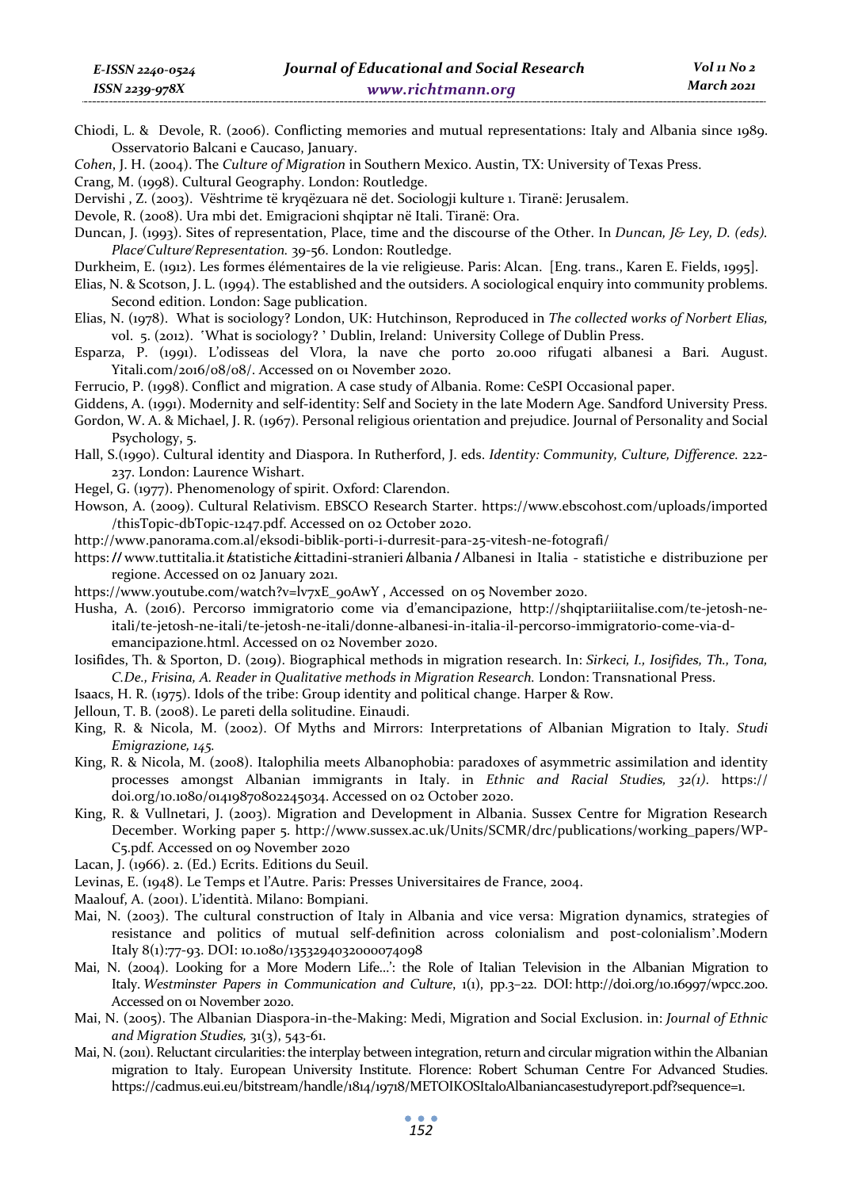Chiodi, L. & Devole, R. (2006). Conflicting memories and mutual representations: Italy and Albania since 1989. Osservatorio Balcani e Caucaso, January.

*Cohen*, J. H. (2004). The *Culture of Migration* in Southern Mexico. Austin, TX: University of Texas Press.

Crang, M. (1998). Cultural Geography. London: Routledge.

Dervishi , Z. (2003). Vështrime të kryqëzuara në det. Sociologji kulture 1. Tiranë: Jerusalem.

Devole, R. (2008). Ura mbi det. Emigracioni shqiptar në Itali. Tiranë: Ora.

Duncan, J. (1993). Sites of representation, Place, time and the discourse of the Other. In *Duncan, J& Ley, D. (eds). Place/Culture/Representation.* 39-56. London: Routledge.

Durkheim, E. (1912). Les formes élémentaires de la vie religieuse. Paris: Alcan. [Eng. trans., Karen E. Fields, 1995].

Elias, N. & Scotson, J. L. (1994). The established and the outsiders. A sociological enquiry into community problems. Second edition. London: Sage publication.

Elias, N. (1978). What is sociology? London, UK: Hutchinson, Reproduced in *The collected works of Norbert Elias*, vol. 5. (2012). 'What is sociology? ' Dublin, Ireland: University College of Dublin Press.

Esparza, P. (1991). L'odisseas del Vlora, la nave che porto 20.000 rifugati albanesi a Bari*.* August. Yitali.com/2016/08/08/. Accessed on 01 November 2020.

Ferrucio, P. (1998). Conflict and migration. A case study of Albania. Rome: CeSPI Occasional paper.

Giddens, A. (1991). Modernity and self-identity: Self and Society in the late Modern Age. Sandford University Press.

Gordon, W. A. & Michael, J. R. (1967). Personal religious orientation and prejudice. Journal of Personality and Social Psychology, 5.

Hall, S.(1990). Cultural identity and Diaspora. In Rutherford, J. eds. *Identity: Community, Culture, Difference.* 222-237. London: Laurence Wishart.

Hegel, G. (1977). Phenomenology of spirit. Oxford: Clarendon.

Howson, A. (2009). Cultural Relativism. EBSCO Research Starter. https://www.ebscohost.com/uploads/imported/thisTopic-dbTopic-1247.pdf. Accessed on 02 October 2020.

http://www.panorama.com.al/eksodi-biblik-porti-i-durresit-para-25-vitesh-ne-fotografi/

https://www.tuttitalia.it/statistiche/cittadini-stranieri/albania/Albanesi in Italia - statistiche e distribuzione per regione. Accessed on 02 January 2021.

https://www.youtube.com/watch?v=lv7xE_90AwY , Accessed on 05 November 2020.

Husha, A. (2016). Percorso immigratorio come via d'emancipazione, http://shqiptariiitalise.com/te-jetosh-ne-itali/te-jetosh-ne-itali/te-jetosh-ne-itali/donne-albanesi-in-italia-il-percorso-immigratorio-come-via-d-emancipazione.html. Accessed on 02 November 2020.

Iosifides, Th. & Sporton, D. (2019). Biographical methods in migration research. In: *Sirkeci, I., Iosifides, Th., Tona, C.De., Frisina, A. Reader in Qualitative methods in Migration Research.* London: Transnational Press.

Isaacs, H. R. (1975). Idols of the tribe: Group identity and political change. Harper & Row.

Jelloun, T. B. (2008). Le pareti della solitudine. Einaudi.

King, R. & Nicola, M. (2002). Of Myths and Mirrors: Interpretations of Albanian Migration to Italy. *Studi Emigrazione, 145.*

King, R. & Nicola, M. (2008). Italophilia meets Albanophobia: paradoxes of asymmetric assimilation and identity processes amongst Albanian immigrants in Italy. in *Ethnic and Racial Studies, 32(1)*. https://doi.org/10.1080/01419870802245034. Accessed on 02 October 2020.

King, R. & Vullnetari, J. (2003). Migration and Development in Albania. Sussex Centre for Migration Research December. Working paper 5. http://www.sussex.ac.uk/Units/SCMR/drc/publications/working_papers/WP-C5.pdf. Accessed on 09 November 2020

Lacan, J. (1966). 2. (Ed.) Ecrits. Editions du Seuil.

Levinas, E. (1948). Le Temps et l'Autre. Paris: Presses Universitaires de France, 2004.

Maalouf, A. (2001). L'identità. Milano: Bompiani.

Mai, N. (2003). The cultural construction of Italy in Albania and vice versa: Migration dynamics, strategies of resistance and politics of mutual self-definition across colonialism and post-colonialism'.Modern Italy 8(1):77-93. DOI: 10.1080/1353294032000074098

Mai, N. (2004). Looking for a More Modern Life...': the Role of Italian Television in the Albanian Migration to Italy. *Westminster Papers in Communication and Culture*, 1(1), pp.3–22. DOI: http://doi.org/10.16997/wpcc.200. Accessed on 01 November 2020.

Mai, N. (2005). The Albanian Diaspora-in-the-Making: Medi, Migration and Social Exclusion. in: *Journal of Ethnic and Migration Studies,* 31(3), 543-61.

Mai, N. (2011). Reluctant circularities: the interplay between integration, return and circular migration within the Albanian migration to Italy. European University Institute. Florence: Robert Schuman Centre For Advanced Studies. https://cadmus.eui.eu/bitstream/handle/1814/19718/METOIKOSItaloAlbaniancasestudyreport.pdf?sequence=1.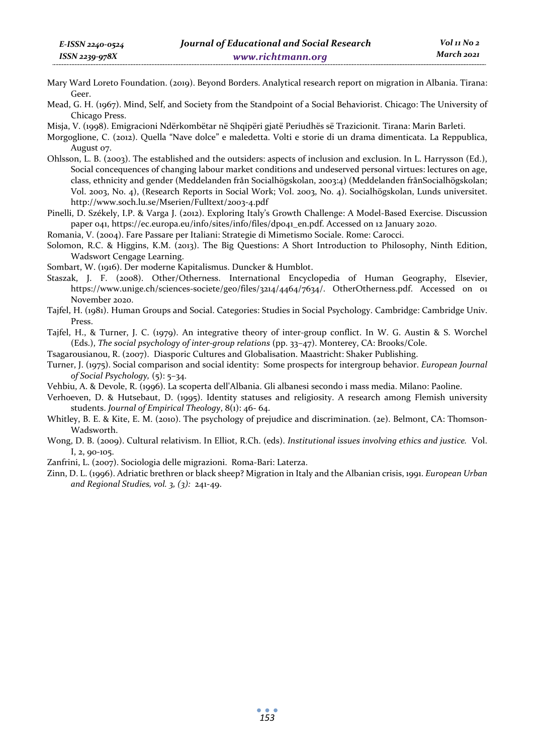Mary Ward Loreto Foundation. (2019). Beyond Borders. Analytical research report on migration in Albania. Tirana: Geer.

Mead, G. H. (1967). Mind, Self, and Society from the Standpoint of a Social Behaviorist. Chicago: The University of Chicago Press.

Misja, V. (1998). Emigracioni Ndërkombëtar në Shqipëri gjatë Periudhës së Trazicionit. Tirana: Marin Barleti.

Morgoglione, C. (2012). Quella "Nave dolce" e maledetta. Volti e storie di un drama dimenticata. La Reppublica, August 07.

Ohlsson, L. B. (2003). The established and the outsiders: aspects of inclusion and exclusion. In L. Harrysson (Ed.), Social concequences of changing labour market conditions and undeserved personal virtues: lectures on age, class, ethnicity and gender (Meddelanden från Socialhögskolan, 2003:4) (Meddelanden frånSocialhögskolan; Vol. 2003, No. 4), (Research Reports in Social Work; Vol. 2003, No. 4). Socialhögskolan, Lunds universitet. http://www.soch.lu.se/Mserien/Fulltext/2003-4.pdf

Pinelli, D. Székely, I.P. & Varga J. (2012). Exploring Italy's Growth Challenge: A Model-Based Exercise. Discussion paper 041, https://ec.europa.eu/info/sites/info/files/dp041_en.pdf. Accessed on 12 January 2020.

Romania, V. (2004). Fare Passare per Italiani: Strategie di Mimetismo Sociale. Rome: Carocci.

Solomon, R.C. & Higgins, K.M. (2013). The Big Questions: A Short Introduction to Philosophy, Ninth Edition, Wadswort Cengage Learning.

Sombart, W. (1916). Der moderne Kapitalismus. Duncker & Humblot.

Staszak, J. F. (2008). Other/Otherness. International Encyclopedia of Human Geography, Elsevier, https://www.unige.ch/sciences-societe/geo/files/3214/4464/7634/. OtherOtherness.pdf. Accessed on 01 November 2020.

Tajfel, H. (1981). Human Groups and Social. Categories: Studies in Social Psychology. Cambridge: Cambridge Univ. Press.

Tajfel, H., & Turner, J. C. (1979). An integrative theory of inter-group conflict. In W. G. Austin & S. Worchel (Eds.), *The social psychology of inter-group relations* (pp. 33–47). Monterey, CA: Brooks/Cole.

Tsagarousianou, R. (2007). Diasporic Cultures and Globalisation. Maastricht: Shaker Publishing.

Turner, J. (1975). Social comparison and social identity: Some prospects for intergroup behavior. *European Journal of Social Psychology,* (5): 5–34.

Vehbiu, A. & Devole, R. (1996). La scoperta dell'Albania. Gli albanesi secondo i mass media. Milano: Paoline.

Verhoeven, D. & Hutsebaut, D. (1995). Identity statuses and religiosity. A research among Flemish university students. *Journal of Empirical Theology*, 8(1): 46- 64.

Whitley, B. E. & Kite, E. M. (2010). The psychology of prejudice and discrimination. (2e). Belmont, CA: Thomson-Wadsworth.

Wong, D. B. (2009). Cultural relativism. In Elliot, R.Ch. (eds). *Institutional issues involving ethics and justice.* Vol. I, 2, 90-105.

Zanfrini, L. (2007). Sociologia delle migrazioni. Roma-Bari: Laterza.

Zinn, D. L. (1996). Adriatic brethren or black sheep? Migration in Italy and the Albanian crisis, 1991. *European Urban and Regional Studies, vol. 3, (3):* 241-49.